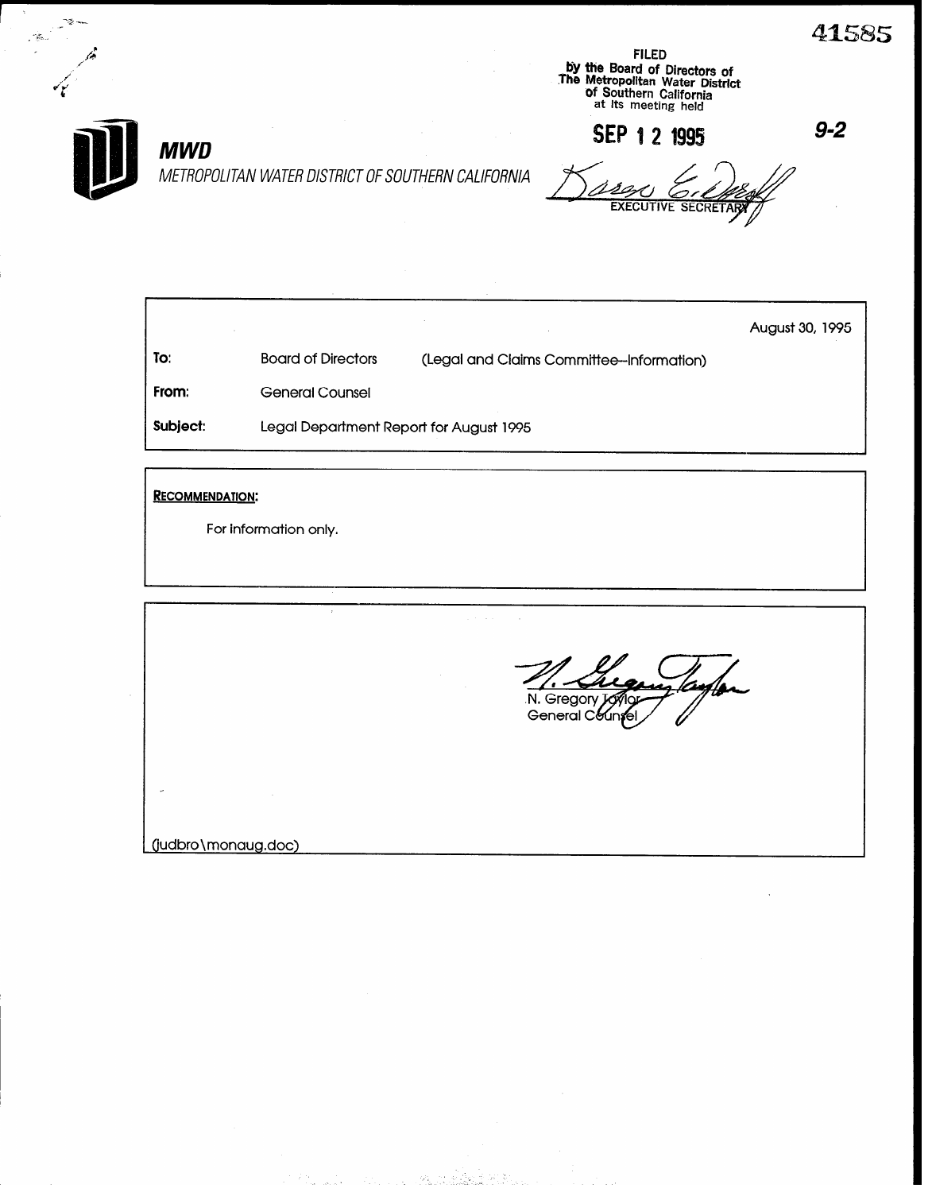41585

FILED
by the Board of Directors of
The Metropolitan Water District
of Southern California
at its meeting held

SEP 12 1995

Karen E. Tachiki
EXECUTIVE SECRETARY

9-2

**MWD**

*METROPOLITAN WATER DISTRICT OF SOUTHERN CALIFORNIA*

August 30, 1995

| | | |
|---|---|---|
| **To:** | Board of Directors | (Legal and Claims Committee--Information) |
| **From:** | General Counsel | |
| **Subject:** | Legal Department Report for August 1995 | |

**RECOMMENDATION:**

For information only.

N. Gregory Taylor
General Counsel

(judbro\monaug.doc)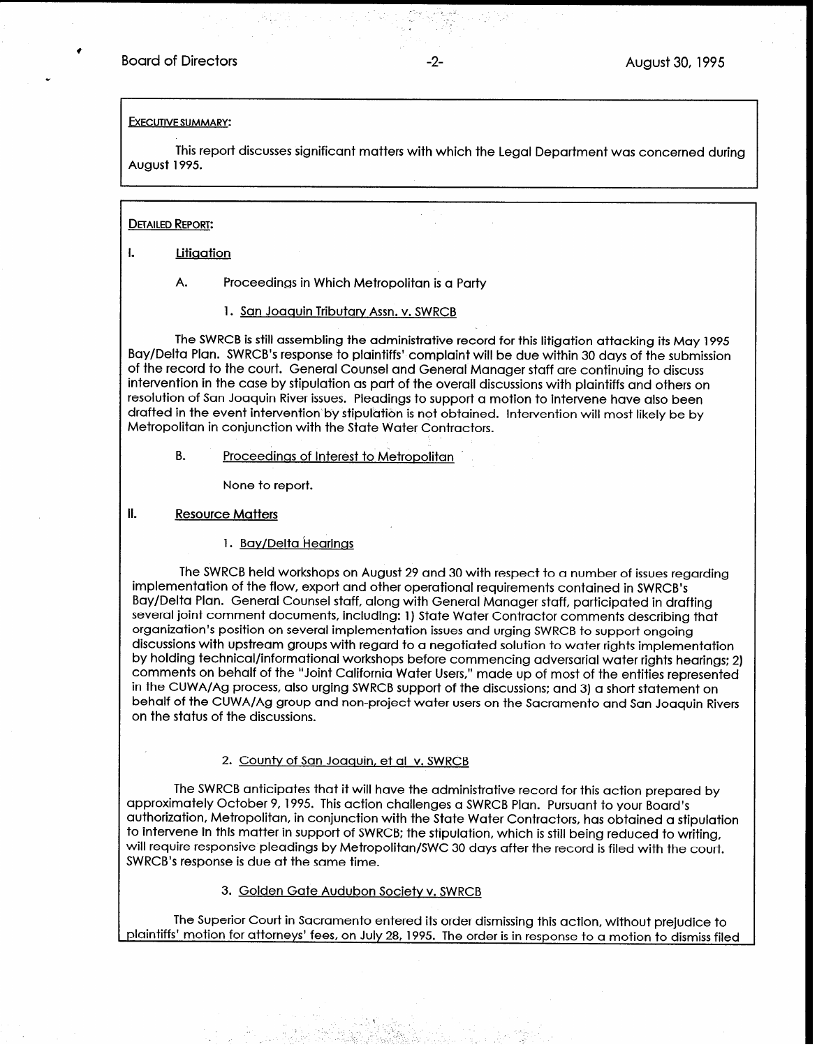**EXECUTIVE SUMMARY:**

This report discusses significant matters with which the Legal Department was concerned during August 1995.

**DETAILED REPORT:**

## I. Litigation

### A. Proceedings in Which Metropolitan is a Party

#### 1. San Joaquin Tributary Assn. v. SWRCB

The SWRCB is still assembling the administrative record for this litigation attacking its May 1995 Bay/Delta Plan. SWRCB's response to plaintiffs' complaint will be due within 30 days of the submission of the record to the court. General Counsel and General Manager staff are continuing to discuss intervention in the case by stipulation as part of the overall discussions with plaintiffs and others on resolution of San Joaquin River issues. Pleadings to support a motion to intervene have also been drafted in the event intervention by stipulation is not obtained. Intervention will most likely be by Metropolitan in conjunction with the State Water Contractors.

### B. Proceedings of Interest to Metropolitan

None to report.

## II. Resource Matters

#### 1. Bay/Delta Hearings

The SWRCB held workshops on August 29 and 30 with respect to a number of issues regarding implementation of the flow, export and other operational requirements contained in SWRCB's Bay/Delta Plan. General Counsel staff, along with General Manager staff, participated in drafting several joint comment documents, including: 1) State Water Contractor comments describing that organization's position on several implementation issues and urging SWRCB to support ongoing discussions with upstream groups with regard to a negotiated solution to water rights implementation by holding technical/informational workshops before commencing adversarial water rights hearings; 2) comments on behalf of the "Joint California Water Users," made up of most of the entities represented in the CUWA/Ag process, also urging SWRCB support of the discussions; and 3) a short statement on behalf of the CUWA/Ag group and non-project water users on the Sacramento and San Joaquin Rivers on the status of the discussions.

#### 2. County of San Joaquin, et al v. SWRCB

The SWRCB anticipates that it will have the administrative record for this action prepared by approximately October 9, 1995. This action challenges a SWRCB Plan. Pursuant to your Board's authorization, Metropolitan, in conjunction with the State Water Contractors, has obtained a stipulation to intervene in this matter in support of SWRCB; the stipulation, which is still being reduced to writing, will require responsive pleadings by Metropolitan/SWC 30 days after the record is filed with the court. SWRCB's response is due at the same time.

#### 3. Golden Gate Audubon Society v. SWRCB

The Superior Court in Sacramento entered its order dismissing this action, without prejudice to plaintiffs' motion for attorneys' fees, on July 28, 1995. The order is in response to a motion to dismiss filed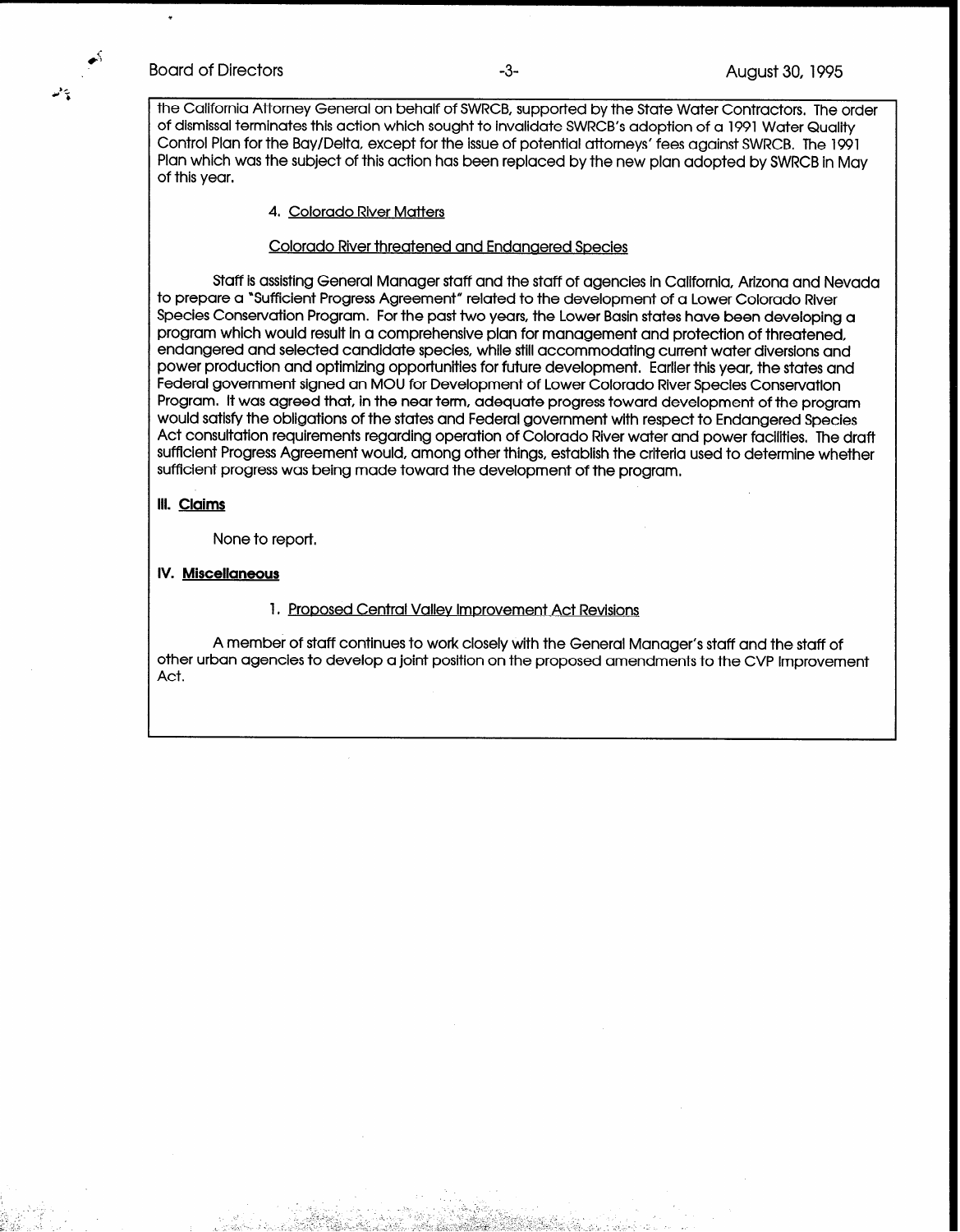the California Attorney General on behalf of SWRCB, supported by the State Water Contractors. The order of dismissal terminates this action which sought to invalidate SWRCB's adoption of a 1991 Water Quality Control Plan for the Bay/Delta, except for the issue of potential attorneys' fees against SWRCB. The 1991 Plan which was the subject of this action has been replaced by the new plan adopted by SWRCB in May of this year.

4. Colorado River Matters

Colorado River threatened and Endangered Species

Staff is assisting General Manager staff and the staff of agencies in California, Arizona and Nevada to prepare a "Sufficient Progress Agreement" related to the development of a Lower Colorado River Species Conservation Program. For the past two years, the Lower Basin states have been developing a program which would result in a comprehensive plan for management and protection of threatened, endangered and selected candidate species, while still accommodating current water diversions and power production and optimizing opportunities for future development. Earlier this year, the states and Federal government signed an MOU for Development of Lower Colorado River Species Conservation Program. It was agreed that, in the near term, adequate progress toward development of the program would satisfy the obligations of the states and Federal government with respect to Endangered Species Act consultation requirements regarding operation of Colorado River water and power facilities. The draft sufficient Progress Agreement would, among other things, establish the criteria used to determine whether sufficient progress was being made toward the development of the program.

**III. Claims**

None to report.

**IV. Miscellaneous**

1. Proposed Central Valley Improvement Act Revisions

A member of staff continues to work closely with the General Manager's staff and the staff of other urban agencies to develop a joint position on the proposed amendments to the CVP Improvement Act.